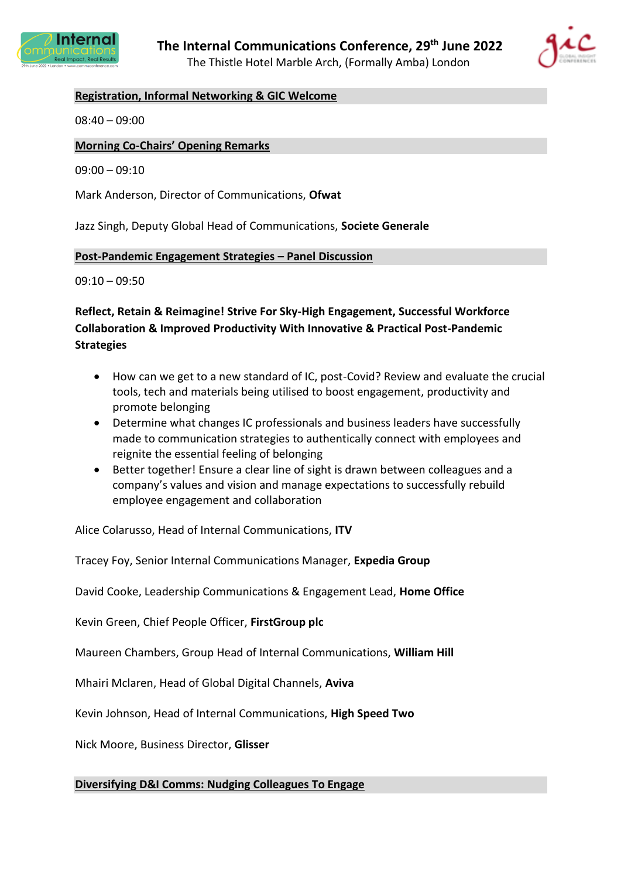# The Internal Communications Conference, 29th June 2022

The Thistle Hotel Marble Arch, (Formally Amba) London

## Registration, Informal Networking & GIC Welcome

08:40 – 09:00

## Morning Co-Chairs' Opening Remarks

09:00 – 09:10

Mark Anderson, Director of Communications, **Ofwat**

Jazz Singh, Deputy Global Head of Communications, **Societe Generale**

## Post-Pandemic Engagement Strategies – Panel Discussion

09:10 – 09:50

**Reflect, Retain & Reimagine! Strive For Sky-High Engagement, Successful Workforce Collaboration & Improved Productivity With Innovative & Practical Post-Pandemic Strategies**

- How can we get to a new standard of IC, post-Covid? Review and evaluate the crucial tools, tech and materials being utilised to boost engagement, productivity and promote belonging
- Determine what changes IC professionals and business leaders have successfully made to communication strategies to authentically connect with employees and reignite the essential feeling of belonging
- Better together! Ensure a clear line of sight is drawn between colleagues and a company's values and vision and manage expectations to successfully rebuild employee engagement and collaboration

Alice Colarusso, Head of Internal Communications, **ITV**

Tracey Foy, Senior Internal Communications Manager, **Expedia Group**

David Cooke, Leadership Communications & Engagement Lead, **Home Office**

Kevin Green, Chief People Officer, **FirstGroup plc**

Maureen Chambers, Group Head of Internal Communications, **William Hill**

Mhairi Mclaren, Head of Global Digital Channels, **Aviva**

Kevin Johnson, Head of Internal Communications, **High Speed Two**

Nick Moore, Business Director, **Glisser**

## Diversifying D&I Comms: Nudging Colleagues To Engage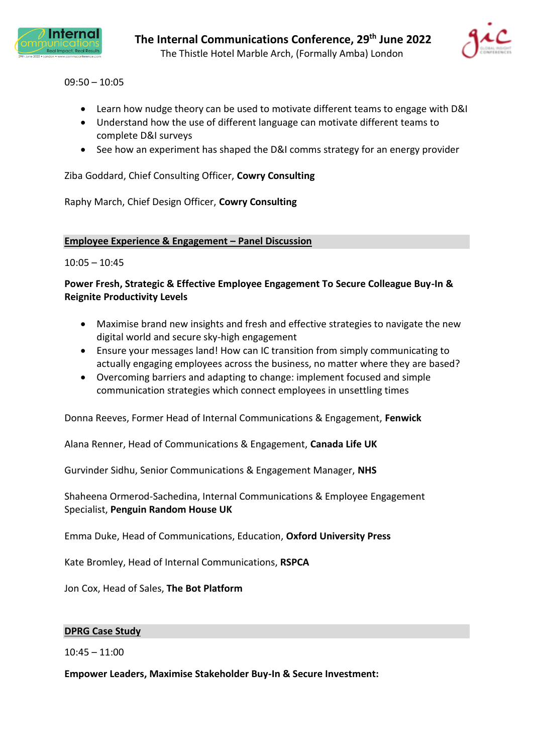09:50 – 10:05

- Learn how nudge theory can be used to motivate different teams to engage with D&I
- Understand how the use of different language can motivate different teams to complete D&I surveys
- See how an experiment has shaped the D&I comms strategy for an energy provider

Ziba Goddard, Chief Consulting Officer, **Cowry Consulting**

Raphy March, Chief Design Officer, **Cowry Consulting**

## Employee Experience & Engagement – Panel Discussion

10:05 – 10:45

**Power Fresh, Strategic & Effective Employee Engagement To Secure Colleague Buy-In & Reignite Productivity Levels**

- Maximise brand new insights and fresh and effective strategies to navigate the new digital world and secure sky-high engagement
- Ensure your messages land! How can IC transition from simply communicating to actually engaging employees across the business, no matter where they are based?
- Overcoming barriers and adapting to change: implement focused and simple communication strategies which connect employees in unsettling times

Donna Reeves, Former Head of Internal Communications & Engagement, **Fenwick**

Alana Renner, Head of Communications & Engagement, **Canada Life UK**

Gurvinder Sidhu, Senior Communications & Engagement Manager, **NHS**

Shaheena Ormerod-Sachedina, Internal Communications & Employee Engagement Specialist, **Penguin Random House UK**

Emma Duke, Head of Communications, Education, **Oxford University Press**

Kate Bromley, Head of Internal Communications, **RSPCA**

Jon Cox, Head of Sales, **The Bot Platform**

## DPRG Case Study

10:45 – 11:00

**Empower Leaders, Maximise Stakeholder Buy-In & Secure Investment:**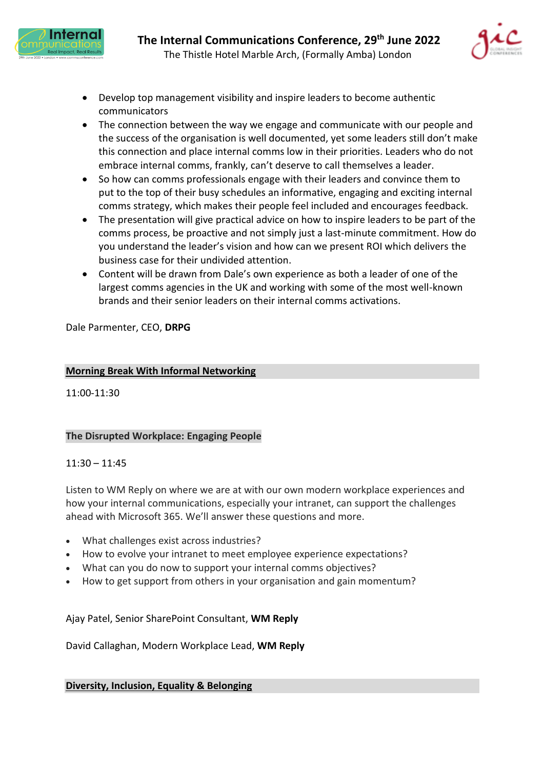- Develop top management visibility and inspire leaders to become authentic communicators
- The connection between the way we engage and communicate with our people and the success of the organisation is well documented, yet some leaders still don't make this connection and place internal comms low in their priorities. Leaders who do not embrace internal comms, frankly, can't deserve to call themselves a leader.
- So how can comms professionals engage with their leaders and convince them to put to the top of their busy schedules an informative, engaging and exciting internal comms strategy, which makes their people feel included and encourages feedback.
- The presentation will give practical advice on how to inspire leaders to be part of the comms process, be proactive and not simply just a last-minute commitment. How do you understand the leader's vision and how can we present ROI which delivers the business case for their undivided attention.
- Content will be drawn from Dale's own experience as both a leader of one of the largest comms agencies in the UK and working with some of the most well-known brands and their senior leaders on their internal comms activations.

Dale Parmenter, CEO, **DRPG**

## Morning Break With Informal Networking

11:00-11:30

## The Disrupted Workplace: Engaging People

11:30 – 11:45

Listen to WM Reply on where we are at with our own modern workplace experiences and how your internal communications, especially your intranet, can support the challenges ahead with Microsoft 365. We'll answer these questions and more.

- What challenges exist across industries?
- How to evolve your intranet to meet employee experience expectations?
- What can you do now to support your internal comms objectives?
- How to get support from others in your organisation and gain momentum?

Ajay Patel, Senior SharePoint Consultant, **WM Reply**

David Callaghan, Modern Workplace Lead, **WM Reply**

## Diversity, Inclusion, Equality & Belonging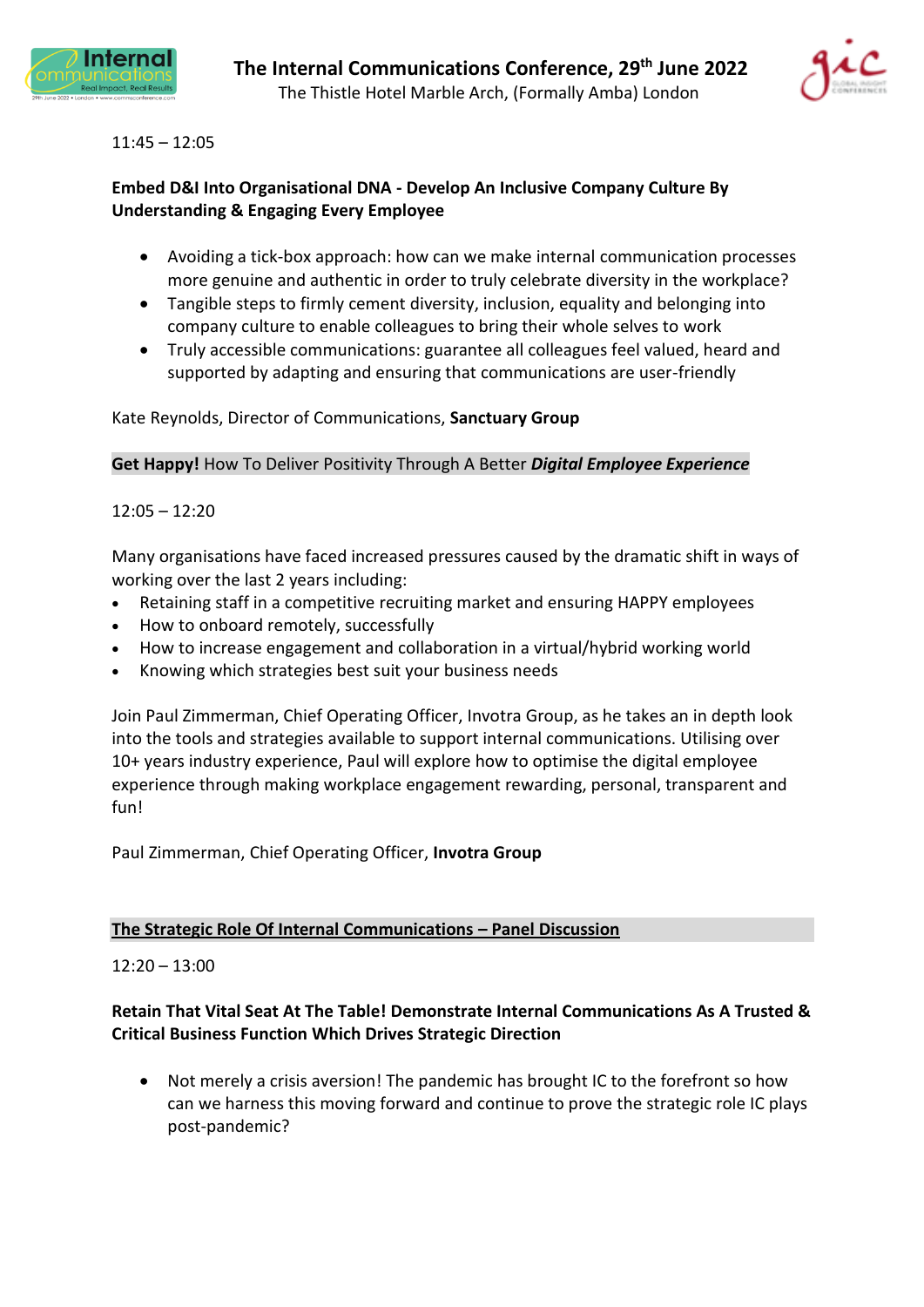11:45 – 12:05

**Embed D&I Into Organisational DNA - Develop An Inclusive Company Culture By Understanding & Engaging Every Employee**

- Avoiding a tick-box approach: how can we make internal communication processes more genuine and authentic in order to truly celebrate diversity in the workplace?
- Tangible steps to firmly cement diversity, inclusion, equality and belonging into company culture to enable colleagues to bring their whole selves to work
- Truly accessible communications: guarantee all colleagues feel valued, heard and supported by adapting and ensuring that communications are user-friendly

Kate Reynolds, Director of Communications, **Sanctuary Group**

**Get Happy!** How To Deliver Positivity Through A Better ***Digital Employee Experience***

12:05 – 12:20

Many organisations have faced increased pressures caused by the dramatic shift in ways of working over the last 2 years including:

- Retaining staff in a competitive recruiting market and ensuring HAPPY employees
- How to onboard remotely, successfully
- How to increase engagement and collaboration in a virtual/hybrid working world
- Knowing which strategies best suit your business needs

Join Paul Zimmerman, Chief Operating Officer, Invotra Group, as he takes an in depth look into the tools and strategies available to support internal communications. Utilising over 10+ years industry experience, Paul will explore how to optimise the digital employee experience through making workplace engagement rewarding, personal, transparent and fun!

Paul Zimmerman, Chief Operating Officer, **Invotra Group**

**The Strategic Role Of Internal Communications – Panel Discussion**

12:20 – 13:00

**Retain That Vital Seat At The Table! Demonstrate Internal Communications As A Trusted & Critical Business Function Which Drives Strategic Direction**

- Not merely a crisis aversion! The pandemic has brought IC to the forefront so how can we harness this moving forward and continue to prove the strategic role IC plays post-pandemic?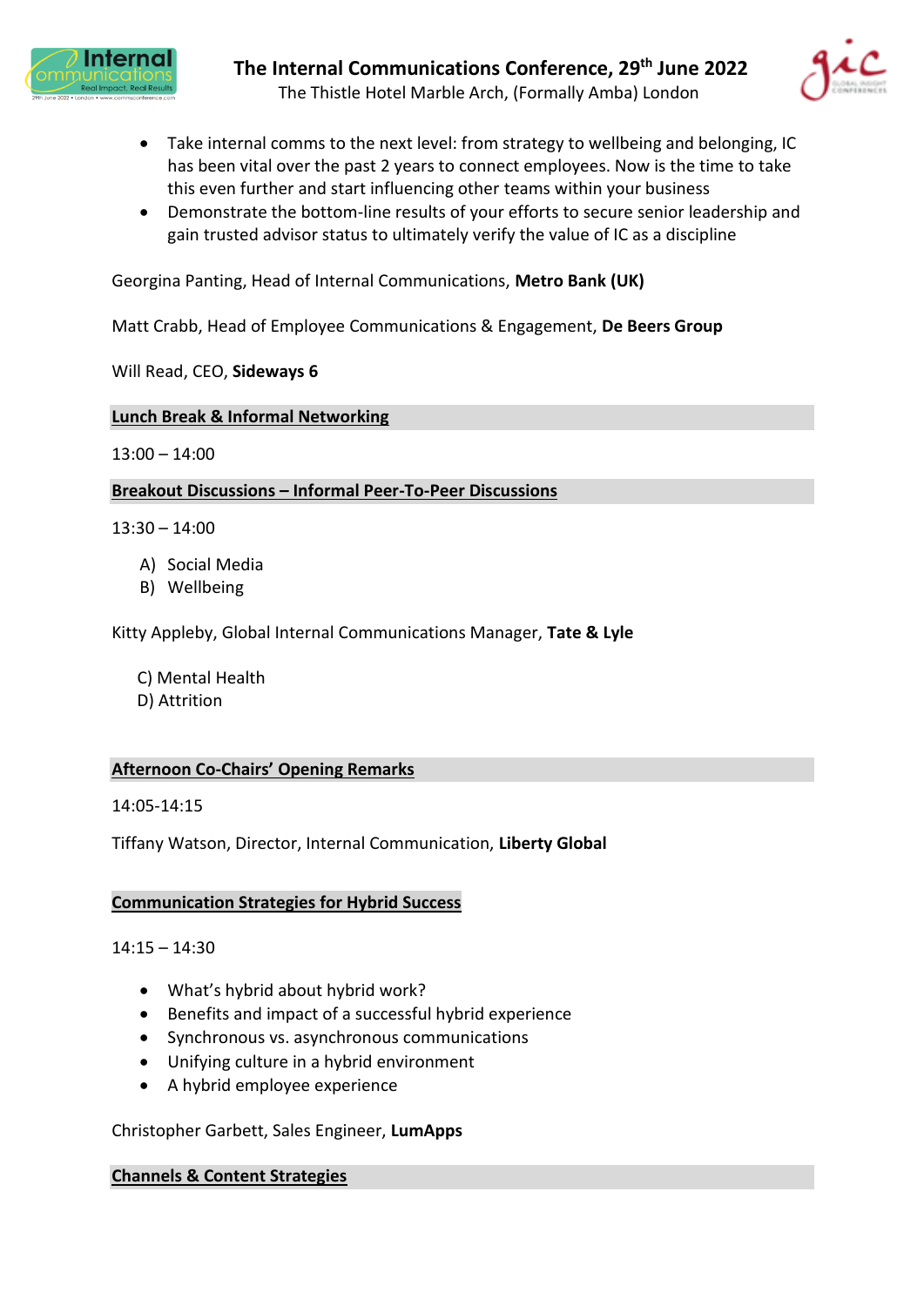- Take internal comms to the next level: from strategy to wellbeing and belonging, IC has been vital over the past 2 years to connect employees. Now is the time to take this even further and start influencing other teams within your business
- Demonstrate the bottom-line results of your efforts to secure senior leadership and gain trusted advisor status to ultimately verify the value of IC as a discipline

Georgina Panting, Head of Internal Communications, **Metro Bank (UK)**

Matt Crabb, Head of Employee Communications & Engagement, **De Beers Group**

Will Read, CEO, **Sideways 6**

## Lunch Break & Informal Networking

13:00 – 14:00

## Breakout Discussions – Informal Peer-To-Peer Discussions

13:30 – 14:00

A) Social Media
B) Wellbeing

Kitty Appleby, Global Internal Communications Manager, **Tate & Lyle**

C) Mental Health
D) Attrition

## Afternoon Co-Chairs' Opening Remarks

14:05-14:15

Tiffany Watson, Director, Internal Communication, **Liberty Global**

## Communication Strategies for Hybrid Success

14:15 – 14:30

- What's hybrid about hybrid work?
- Benefits and impact of a successful hybrid experience
- Synchronous vs. asynchronous communications
- Unifying culture in a hybrid environment
- A hybrid employee experience

Christopher Garbett, Sales Engineer, **LumApps**

## Channels & Content Strategies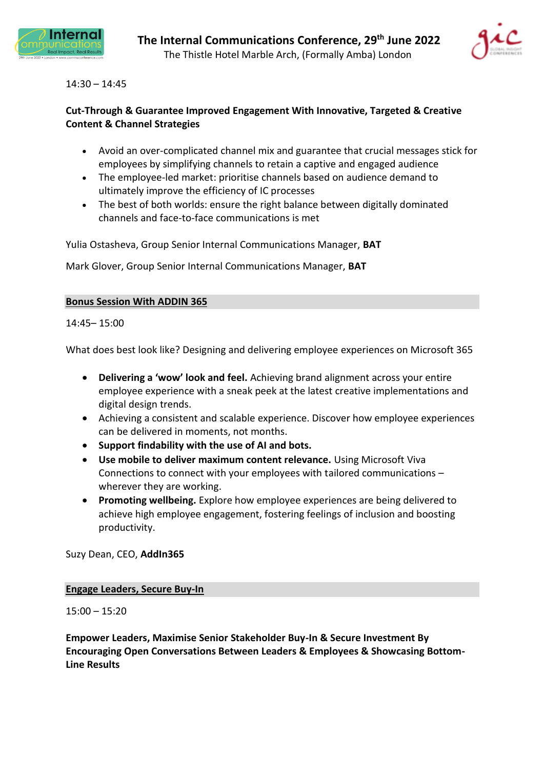14:30 – 14:45

**Cut-Through & Guarantee Improved Engagement With Innovative, Targeted & Creative Content & Channel Strategies**

- Avoid an over-complicated channel mix and guarantee that crucial messages stick for employees by simplifying channels to retain a captive and engaged audience
- The employee-led market: prioritise channels based on audience demand to ultimately improve the efficiency of IC processes
- The best of both worlds: ensure the right balance between digitally dominated channels and face-to-face communications is met

Yulia Ostasheva, Group Senior Internal Communications Manager, **BAT**

Mark Glover, Group Senior Internal Communications Manager, **BAT**

## Bonus Session With ADDIN 365

14:45– 15:00

What does best look like? Designing and delivering employee experiences on Microsoft 365

- **Delivering a 'wow' look and feel.** Achieving brand alignment across your entire employee experience with a sneak peek at the latest creative implementations and digital design trends.
- Achieving a consistent and scalable experience. Discover how employee experiences can be delivered in moments, not months.
- **Support findability with the use of AI and bots.**
- **Use mobile to deliver maximum content relevance.** Using Microsoft Viva Connections to connect with your employees with tailored communications – wherever they are working.
- **Promoting wellbeing.** Explore how employee experiences are being delivered to achieve high employee engagement, fostering feelings of inclusion and boosting productivity.

Suzy Dean, CEO, **AddIn365**

## Engage Leaders, Secure Buy-In

15:00 – 15:20

**Empower Leaders, Maximise Senior Stakeholder Buy-In & Secure Investment By Encouraging Open Conversations Between Leaders & Employees & Showcasing Bottom-Line Results**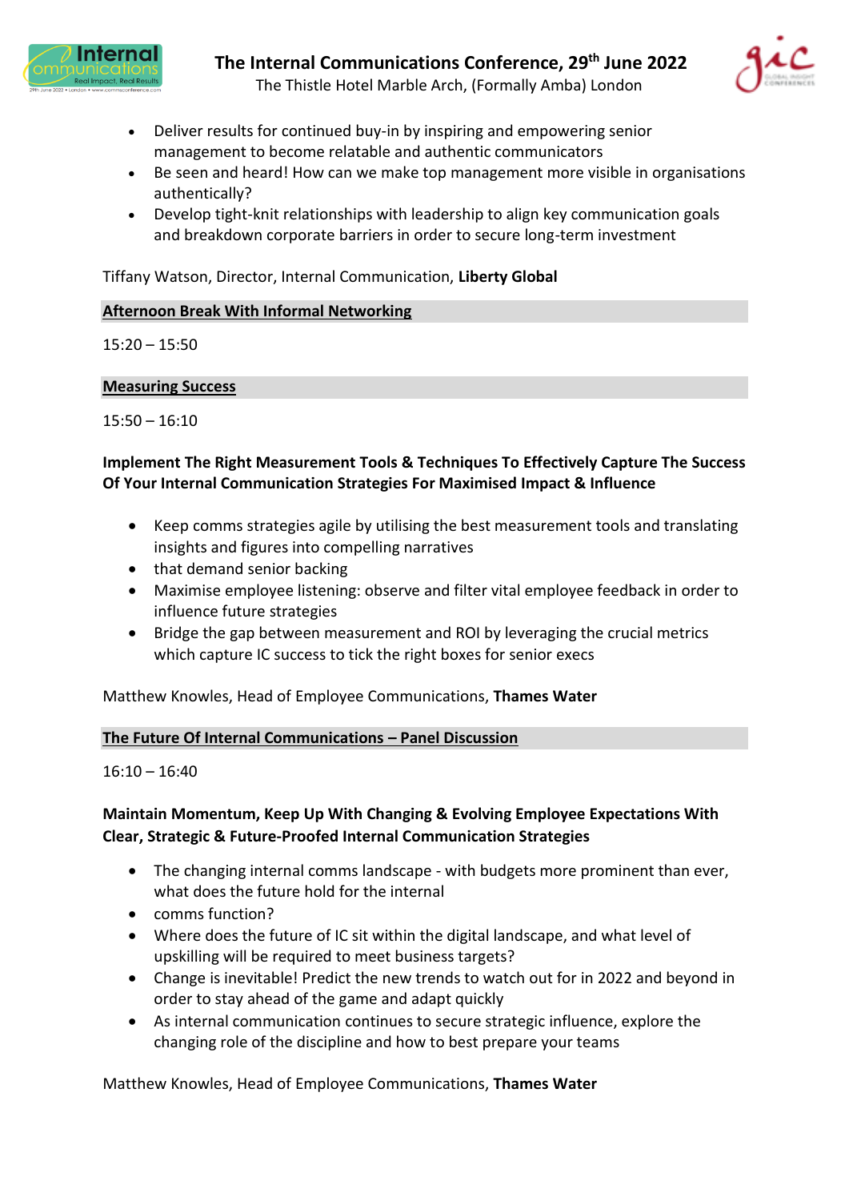- Deliver results for continued buy-in by inspiring and empowering senior management to become relatable and authentic communicators
- Be seen and heard! How can we make top management more visible in organisations authentically?
- Develop tight-knit relationships with leadership to align key communication goals and breakdown corporate barriers in order to secure long-term investment

Tiffany Watson, Director, Internal Communication, **Liberty Global**

## Afternoon Break With Informal Networking

15:20 – 15:50

## Measuring Success

15:50 – 16:10

**Implement The Right Measurement Tools & Techniques To Effectively Capture The Success Of Your Internal Communication Strategies For Maximised Impact & Influence**

- Keep comms strategies agile by utilising the best measurement tools and translating insights and figures into compelling narratives
- that demand senior backing
- Maximise employee listening: observe and filter vital employee feedback in order to influence future strategies
- Bridge the gap between measurement and ROI by leveraging the crucial metrics which capture IC success to tick the right boxes for senior execs

Matthew Knowles, Head of Employee Communications, **Thames Water**

## The Future Of Internal Communications – Panel Discussion

16:10 – 16:40

**Maintain Momentum, Keep Up With Changing & Evolving Employee Expectations With Clear, Strategic & Future-Proofed Internal Communication Strategies**

- The changing internal comms landscape - with budgets more prominent than ever, what does the future hold for the internal
- comms function?
- Where does the future of IC sit within the digital landscape, and what level of upskilling will be required to meet business targets?
- Change is inevitable! Predict the new trends to watch out for in 2022 and beyond in order to stay ahead of the game and adapt quickly
- As internal communication continues to secure strategic influence, explore the changing role of the discipline and how to best prepare your teams

Matthew Knowles, Head of Employee Communications, **Thames Water**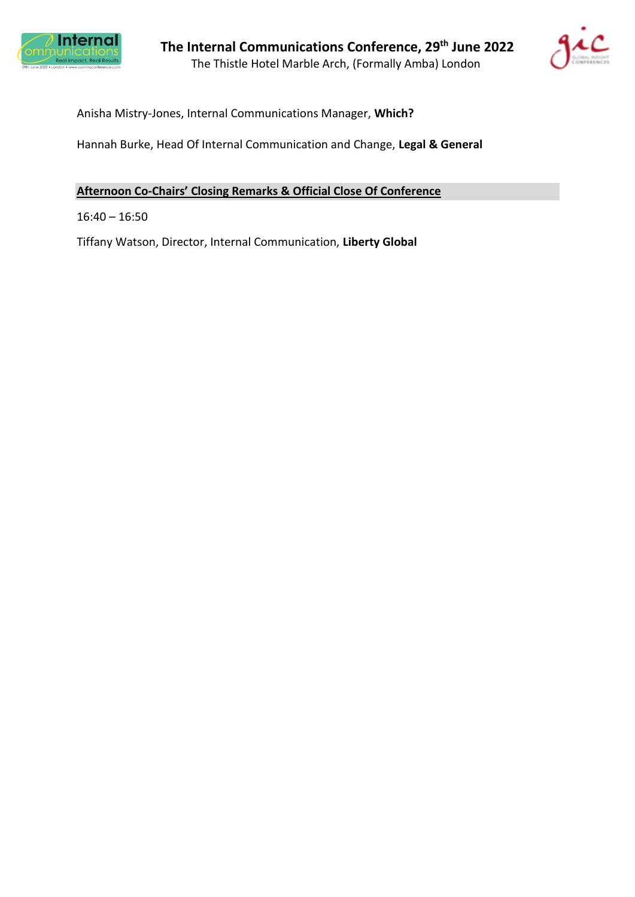Anisha Mistry-Jones, Internal Communications Manager, **Which?**

Hannah Burke, Head Of Internal Communication and Change, **Legal & General**

**Afternoon Co-Chairs' Closing Remarks & Official Close Of Conference**

16:40 – 16:50

Tiffany Watson, Director, Internal Communication, **Liberty Global**